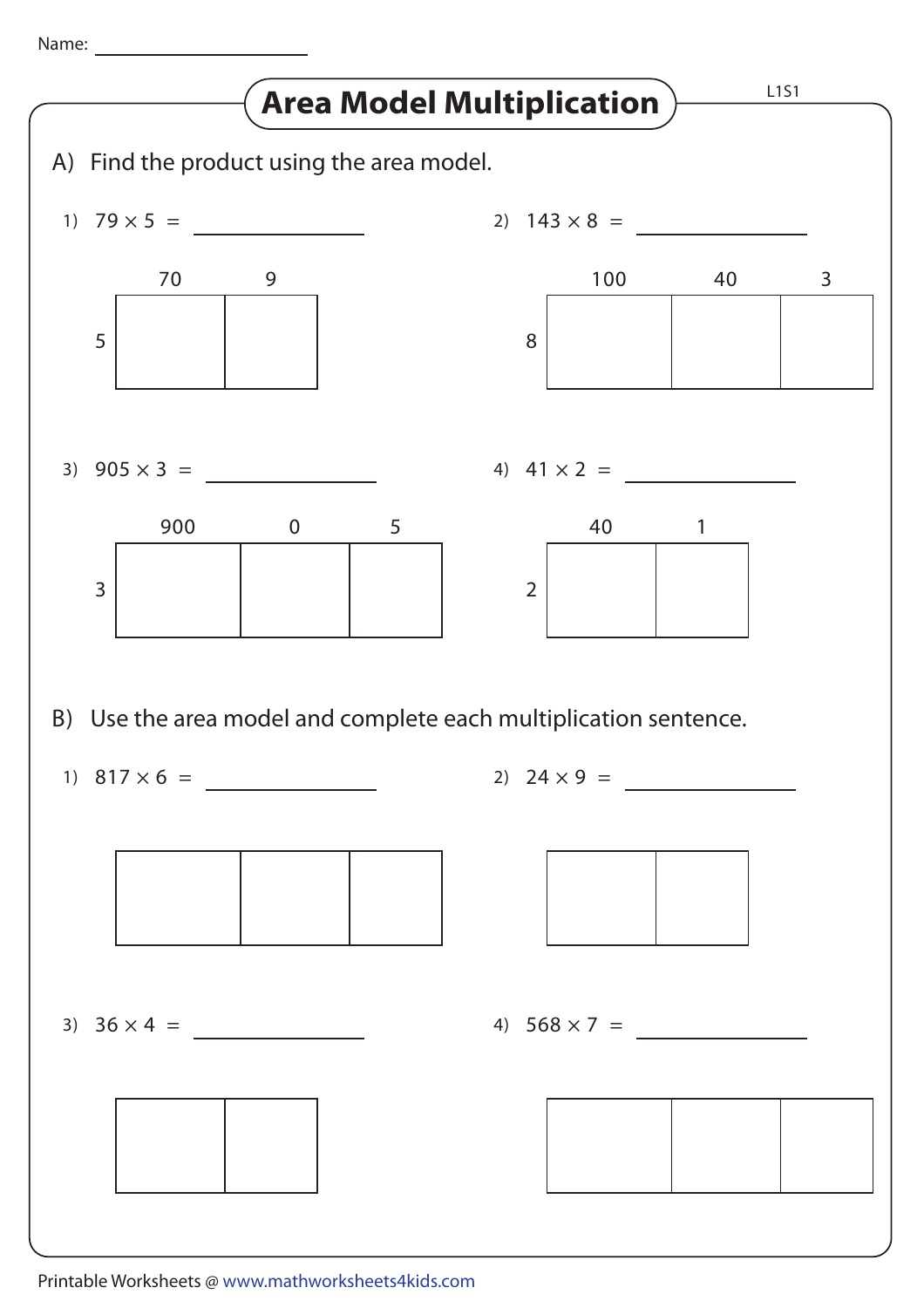Name: ____________________

# Area Model Multiplication

L1S1

## A) Find the product using the area model.

1) $79 \times 5 =$ ____________

| | 70 | 9 |
|---|---|---|
| 5 | | |

2) $143 \times 8 =$ ____________

| | 100 | 40 | 3 |
|---|---|---|---|
| 8 | | | |

3) $905 \times 3 =$ ____________

| | 900 | 0 | 5 |
|---|---|---|---|
| 3 | | | |

4) $41 \times 2 =$ ____________

| | 40 | 1 |
|---|---|---|
| 2 | | |

## B) Use the area model and complete each multiplication sentence.

1) $817 \times 6 =$ ____________

| | | |
|---|---|---|
| | | |

2) $24 \times 9 =$ ____________

| | |
|---|---|
| | |

3) $36 \times 4 =$ ____________

| | |
|---|---|
| | |

4) $568 \times 7 =$ ____________

| | | |
|---|---|---|
| | | |

Printable Worksheets @ www.mathworksheets4kids.com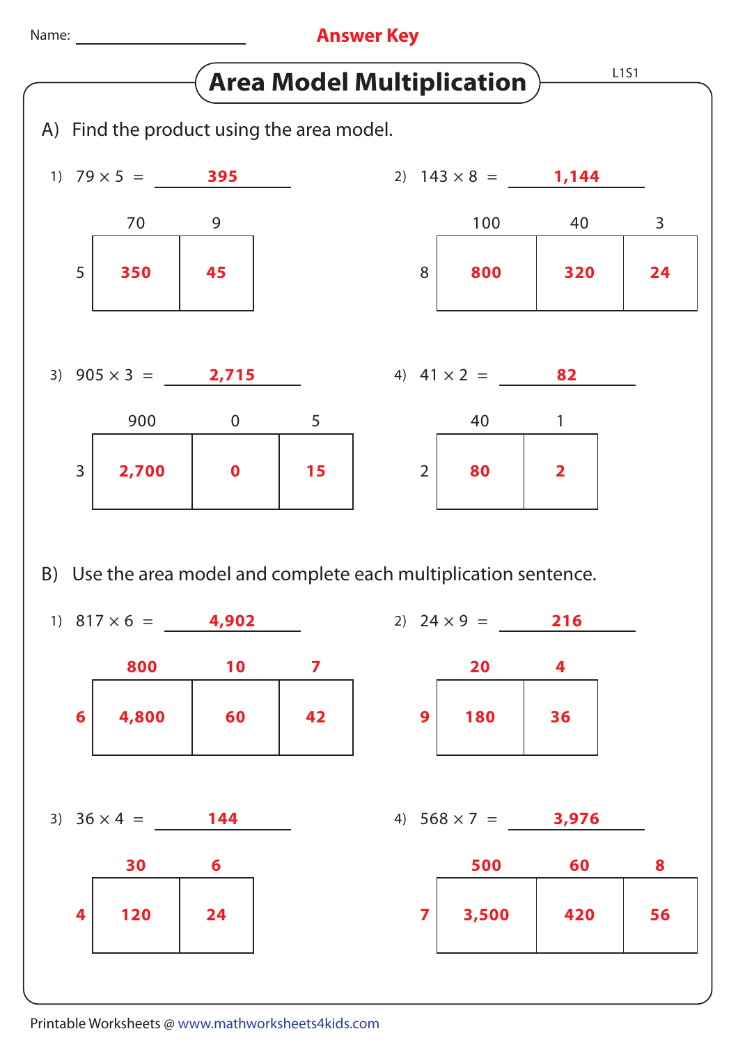Name: ____________________

**Answer Key**

# Area Model Multiplication

L1S1

## A) Find the product using the area model.

1) $79 \times 5 =$ **395**

| | 70 | 9 |
|---|---|---|
| 5 | 350 | 45 |

2) $143 \times 8 =$ **1,144**

| | 100 | 40 | 3 |
|---|---|---|---|
| 8 | 800 | 320 | 24 |

3) $905 \times 3 =$ **2,715**

| | 900 | 0 | 5 |
|---|---|---|---|
| 3 | 2,700 | 0 | 15 |

4) $41 \times 2 =$ **82**

| | 40 | 1 |
|---|---|---|
| 2 | 80 | 2 |

## B) Use the area model and complete each multiplication sentence.

1) $817 \times 6 =$ **4,902**

| | 800 | 10 | 7 |
|---|---|---|---|
| 6 | 4,800 | 60 | 42 |

2) $24 \times 9 =$ **216**

| | 20 | 4 |
|---|---|---|
| 9 | 180 | 36 |

3) $36 \times 4 =$ **144**

| | 30 | 6 |
|---|---|---|
| 4 | 120 | 24 |

4) $568 \times 7 =$ **3,976**

| | 500 | 60 | 8 |
|---|---|---|---|
| 7 | 3,500 | 420 | 56 |

Printable Worksheets @ www.mathworksheets4kids.com